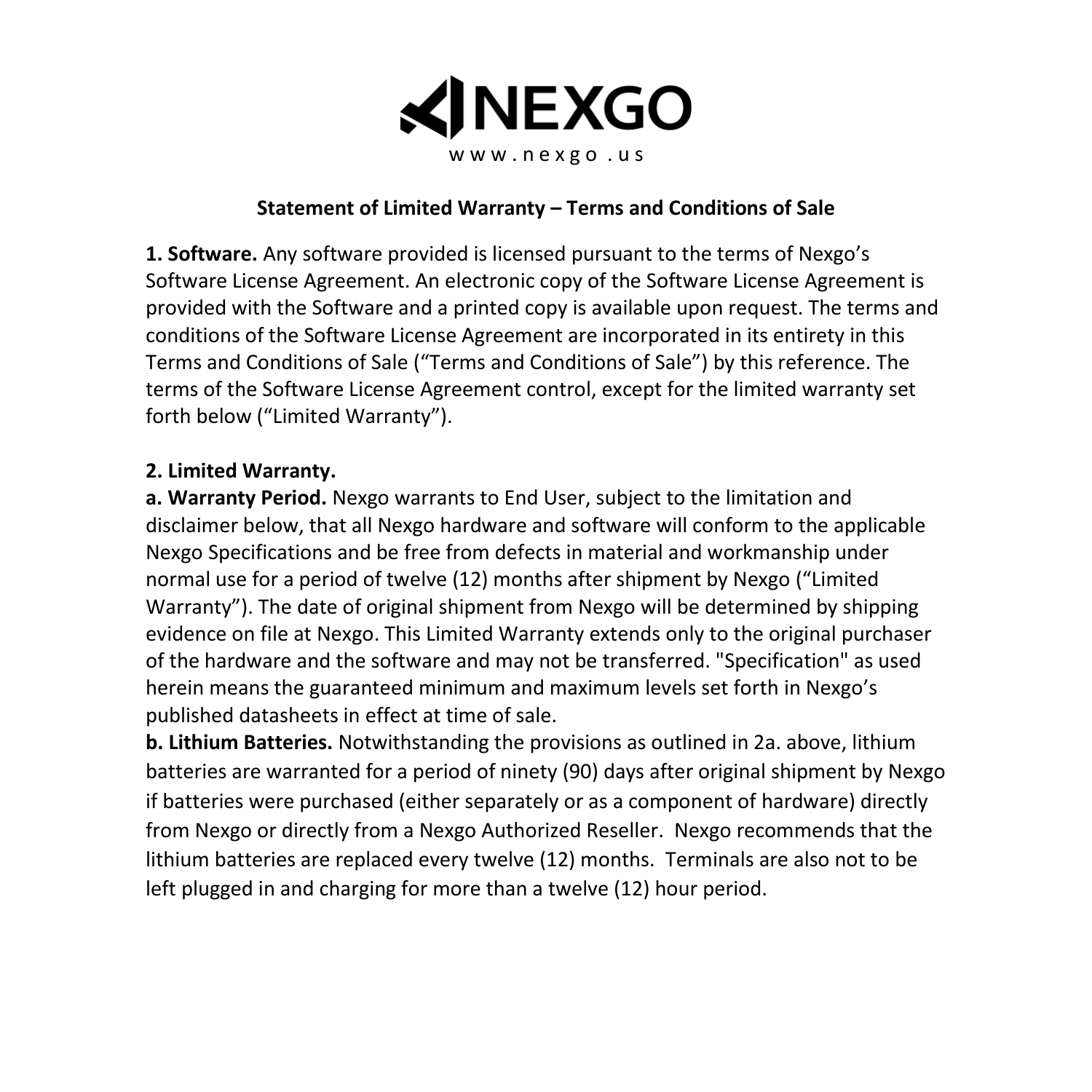# NEXGO

www.nexgo.us

## Statement of Limited Warranty – Terms and Conditions of Sale

**1. Software.** Any software provided is licensed pursuant to the terms of Nexgo's Software License Agreement. An electronic copy of the Software License Agreement is provided with the Software and a printed copy is available upon request. The terms and conditions of the Software License Agreement are incorporated in its entirety in this Terms and Conditions of Sale ("Terms and Conditions of Sale") by this reference. The terms of the Software License Agreement control, except for the limited warranty set forth below ("Limited Warranty").

**2. Limited Warranty.**

**a. Warranty Period.** Nexgo warrants to End User, subject to the limitation and disclaimer below, that all Nexgo hardware and software will conform to the applicable Nexgo Specifications and be free from defects in material and workmanship under normal use for a period of twelve (12) months after shipment by Nexgo ("Limited Warranty"). The date of original shipment from Nexgo will be determined by shipping evidence on file at Nexgo. This Limited Warranty extends only to the original purchaser of the hardware and the software and may not be transferred. "Specification" as used herein means the guaranteed minimum and maximum levels set forth in Nexgo's published datasheets in effect at time of sale.

**b. Lithium Batteries.** Notwithstanding the provisions as outlined in 2a. above, lithium batteries are warranted for a period of ninety (90) days after original shipment by Nexgo if batteries were purchased (either separately or as a component of hardware) directly from Nexgo or directly from a Nexgo Authorized Reseller. Nexgo recommends that the lithium batteries are replaced every twelve (12) months. Terminals are also not to be left plugged in and charging for more than a twelve (12) hour period.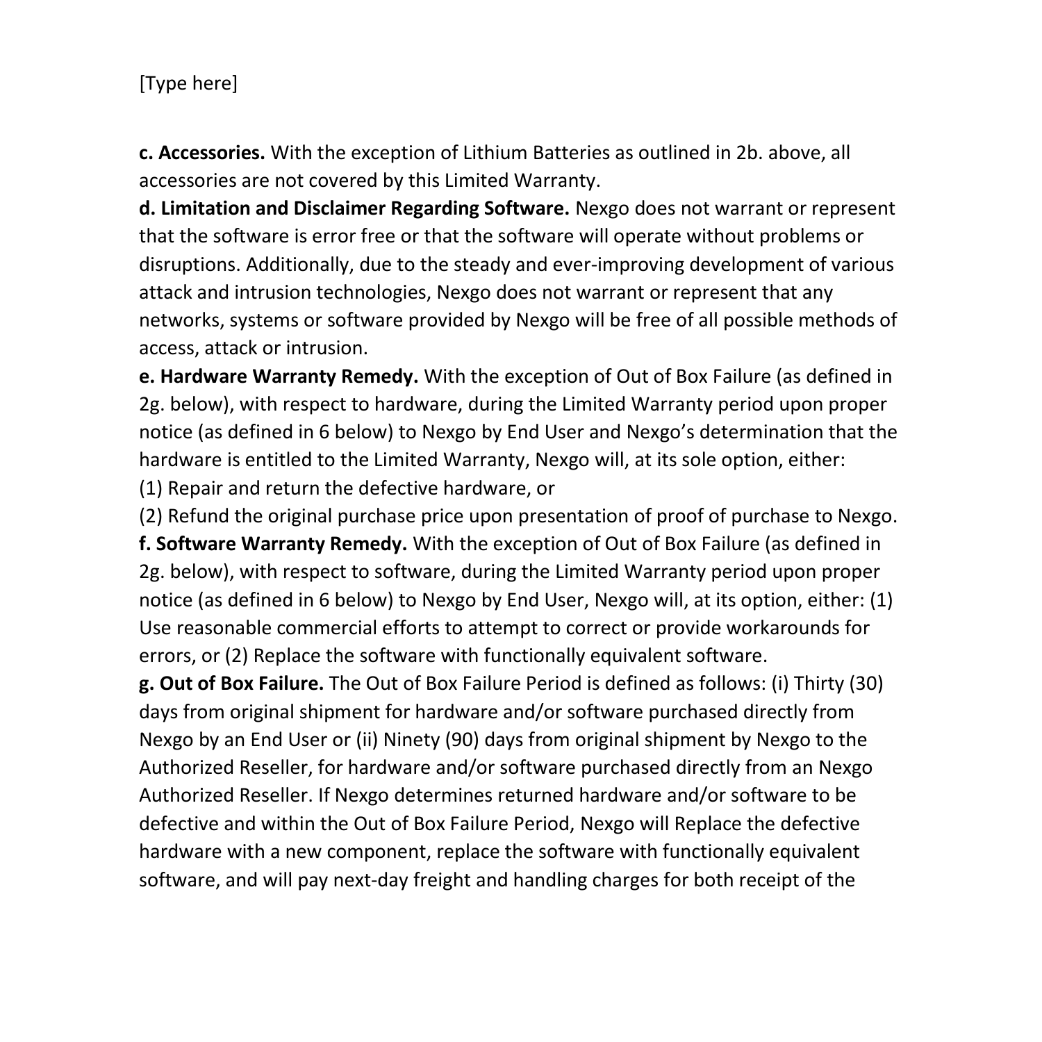**c. Accessories.** With the exception of Lithium Batteries as outlined in 2b. above, all accessories are not covered by this Limited Warranty.

**d. Limitation and Disclaimer Regarding Software.** Nexgo does not warrant or represent that the software is error free or that the software will operate without problems or disruptions. Additionally, due to the steady and ever-improving development of various attack and intrusion technologies, Nexgo does not warrant or represent that any networks, systems or software provided by Nexgo will be free of all possible methods of access, attack or intrusion.

**e. Hardware Warranty Remedy.** With the exception of Out of Box Failure (as defined in 2g. below), with respect to hardware, during the Limited Warranty period upon proper notice (as defined in 6 below) to Nexgo by End User and Nexgo's determination that the hardware is entitled to the Limited Warranty, Nexgo will, at its sole option, either:

(1) Repair and return the defective hardware, or

(2) Refund the original purchase price upon presentation of proof of purchase to Nexgo.

**f. Software Warranty Remedy.** With the exception of Out of Box Failure (as defined in 2g. below), with respect to software, during the Limited Warranty period upon proper notice (as defined in 6 below) to Nexgo by End User, Nexgo will, at its option, either: (1) Use reasonable commercial efforts to attempt to correct or provide workarounds for errors, or (2) Replace the software with functionally equivalent software.

**g. Out of Box Failure.** The Out of Box Failure Period is defined as follows: (i) Thirty (30) days from original shipment for hardware and/or software purchased directly from Nexgo by an End User or (ii) Ninety (90) days from original shipment by Nexgo to the Authorized Reseller, for hardware and/or software purchased directly from an Nexgo Authorized Reseller. If Nexgo determines returned hardware and/or software to be defective and within the Out of Box Failure Period, Nexgo will Replace the defective hardware with a new component, replace the software with functionally equivalent software, and will pay next-day freight and handling charges for both receipt of the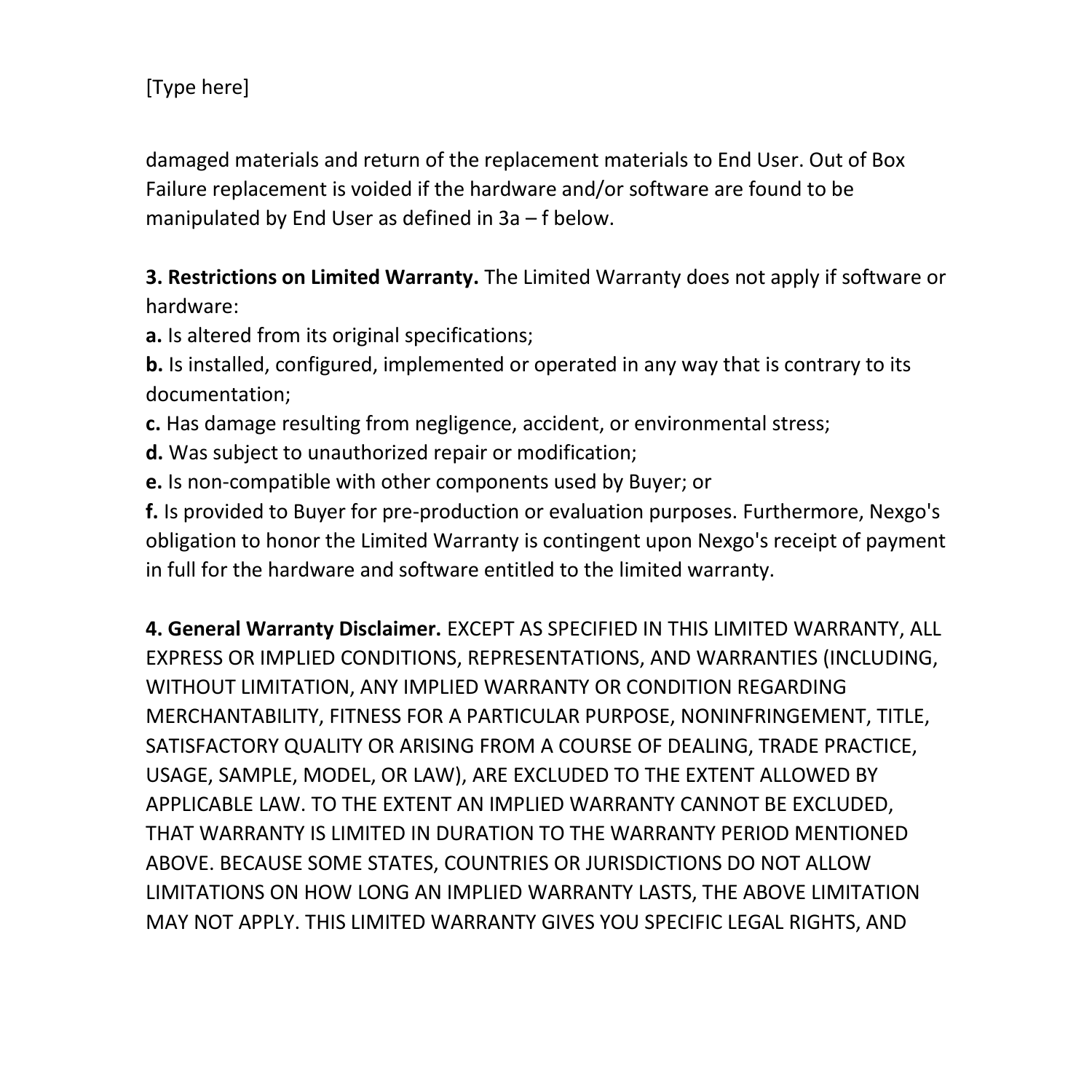damaged materials and return of the replacement materials to End User. Out of Box Failure replacement is voided if the hardware and/or software are found to be manipulated by End User as defined in 3a – f below.

**3. Restrictions on Limited Warranty.** The Limited Warranty does not apply if software or hardware:

**a.** Is altered from its original specifications;

**b.** Is installed, configured, implemented or operated in any way that is contrary to its documentation;

**c.** Has damage resulting from negligence, accident, or environmental stress;

**d.** Was subject to unauthorized repair or modification;

**e.** Is non-compatible with other components used by Buyer; or

**f.** Is provided to Buyer for pre-production or evaluation purposes. Furthermore, Nexgo's obligation to honor the Limited Warranty is contingent upon Nexgo's receipt of payment in full for the hardware and software entitled to the limited warranty.

**4. General Warranty Disclaimer.** EXCEPT AS SPECIFIED IN THIS LIMITED WARRANTY, ALL EXPRESS OR IMPLIED CONDITIONS, REPRESENTATIONS, AND WARRANTIES (INCLUDING, WITHOUT LIMITATION, ANY IMPLIED WARRANTY OR CONDITION REGARDING MERCHANTABILITY, FITNESS FOR A PARTICULAR PURPOSE, NONINFRINGEMENT, TITLE, SATISFACTORY QUALITY OR ARISING FROM A COURSE OF DEALING, TRADE PRACTICE, USAGE, SAMPLE, MODEL, OR LAW), ARE EXCLUDED TO THE EXTENT ALLOWED BY APPLICABLE LAW. TO THE EXTENT AN IMPLIED WARRANTY CANNOT BE EXCLUDED, THAT WARRANTY IS LIMITED IN DURATION TO THE WARRANTY PERIOD MENTIONED ABOVE. BECAUSE SOME STATES, COUNTRIES OR JURISDICTIONS DO NOT ALLOW LIMITATIONS ON HOW LONG AN IMPLIED WARRANTY LASTS, THE ABOVE LIMITATION MAY NOT APPLY. THIS LIMITED WARRANTY GIVES YOU SPECIFIC LEGAL RIGHTS, AND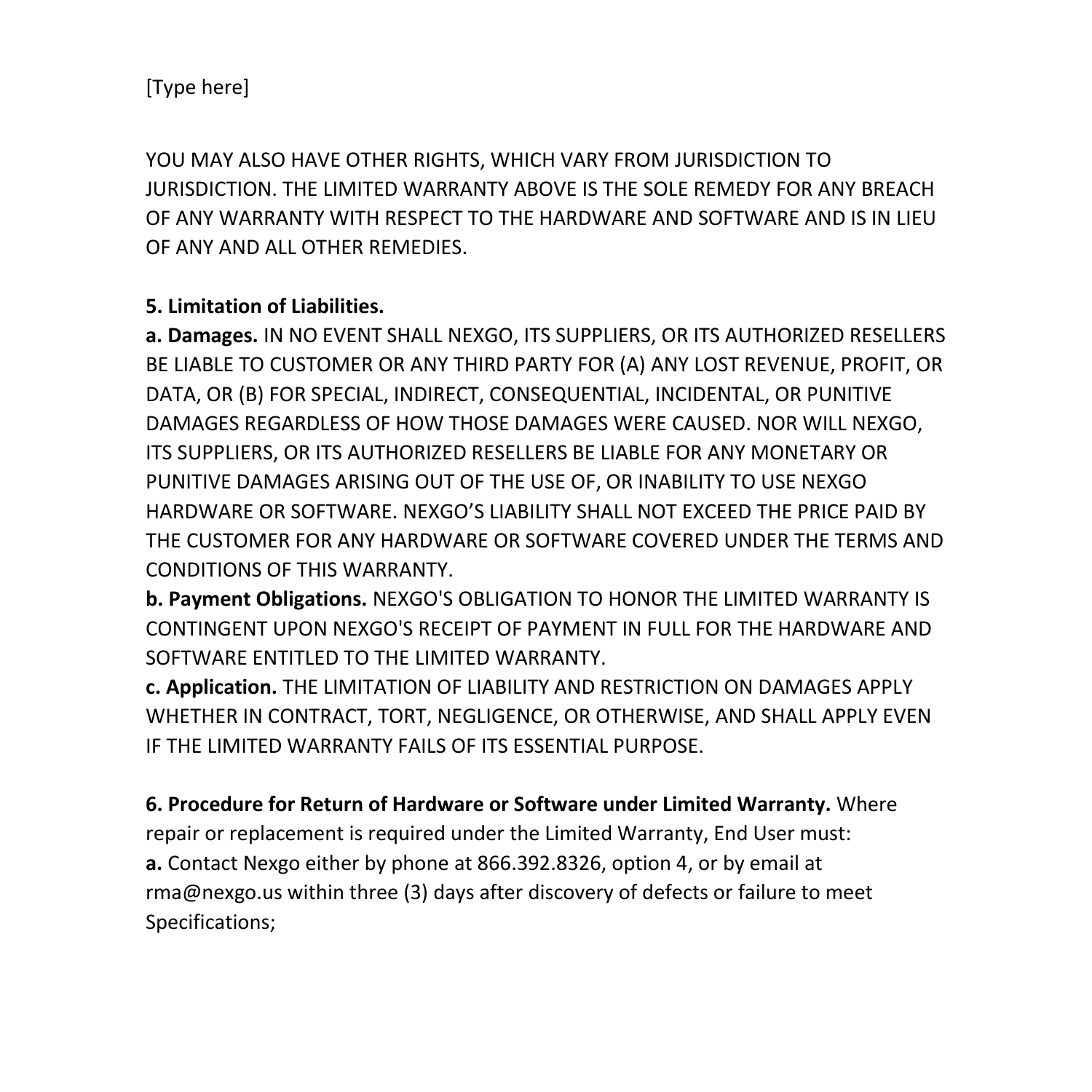YOU MAY ALSO HAVE OTHER RIGHTS, WHICH VARY FROM JURISDICTION TO JURISDICTION. THE LIMITED WARRANTY ABOVE IS THE SOLE REMEDY FOR ANY BREACH OF ANY WARRANTY WITH RESPECT TO THE HARDWARE AND SOFTWARE AND IS IN LIEU OF ANY AND ALL OTHER REMEDIES.

**5. Limitation of Liabilities.**

**a. Damages.** IN NO EVENT SHALL NEXGO, ITS SUPPLIERS, OR ITS AUTHORIZED RESELLERS BE LIABLE TO CUSTOMER OR ANY THIRD PARTY FOR (A) ANY LOST REVENUE, PROFIT, OR DATA, OR (B) FOR SPECIAL, INDIRECT, CONSEQUENTIAL, INCIDENTAL, OR PUNITIVE DAMAGES REGARDLESS OF HOW THOSE DAMAGES WERE CAUSED. NOR WILL NEXGO, ITS SUPPLIERS, OR ITS AUTHORIZED RESELLERS BE LIABLE FOR ANY MONETARY OR PUNITIVE DAMAGES ARISING OUT OF THE USE OF, OR INABILITY TO USE NEXGO HARDWARE OR SOFTWARE. NEXGO'S LIABILITY SHALL NOT EXCEED THE PRICE PAID BY THE CUSTOMER FOR ANY HARDWARE OR SOFTWARE COVERED UNDER THE TERMS AND CONDITIONS OF THIS WARRANTY.

**b. Payment Obligations.** NEXGO'S OBLIGATION TO HONOR THE LIMITED WARRANTY IS CONTINGENT UPON NEXGO'S RECEIPT OF PAYMENT IN FULL FOR THE HARDWARE AND SOFTWARE ENTITLED TO THE LIMITED WARRANTY.

**c. Application.** THE LIMITATION OF LIABILITY AND RESTRICTION ON DAMAGES APPLY WHETHER IN CONTRACT, TORT, NEGLIGENCE, OR OTHERWISE, AND SHALL APPLY EVEN IF THE LIMITED WARRANTY FAILS OF ITS ESSENTIAL PURPOSE.

**6. Procedure for Return of Hardware or Software under Limited Warranty.** Where repair or replacement is required under the Limited Warranty, End User must:

**a.** Contact Nexgo either by phone at 866.392.8326, option 4, or by email at rma@nexgo.us within three (3) days after discovery of defects or failure to meet Specifications;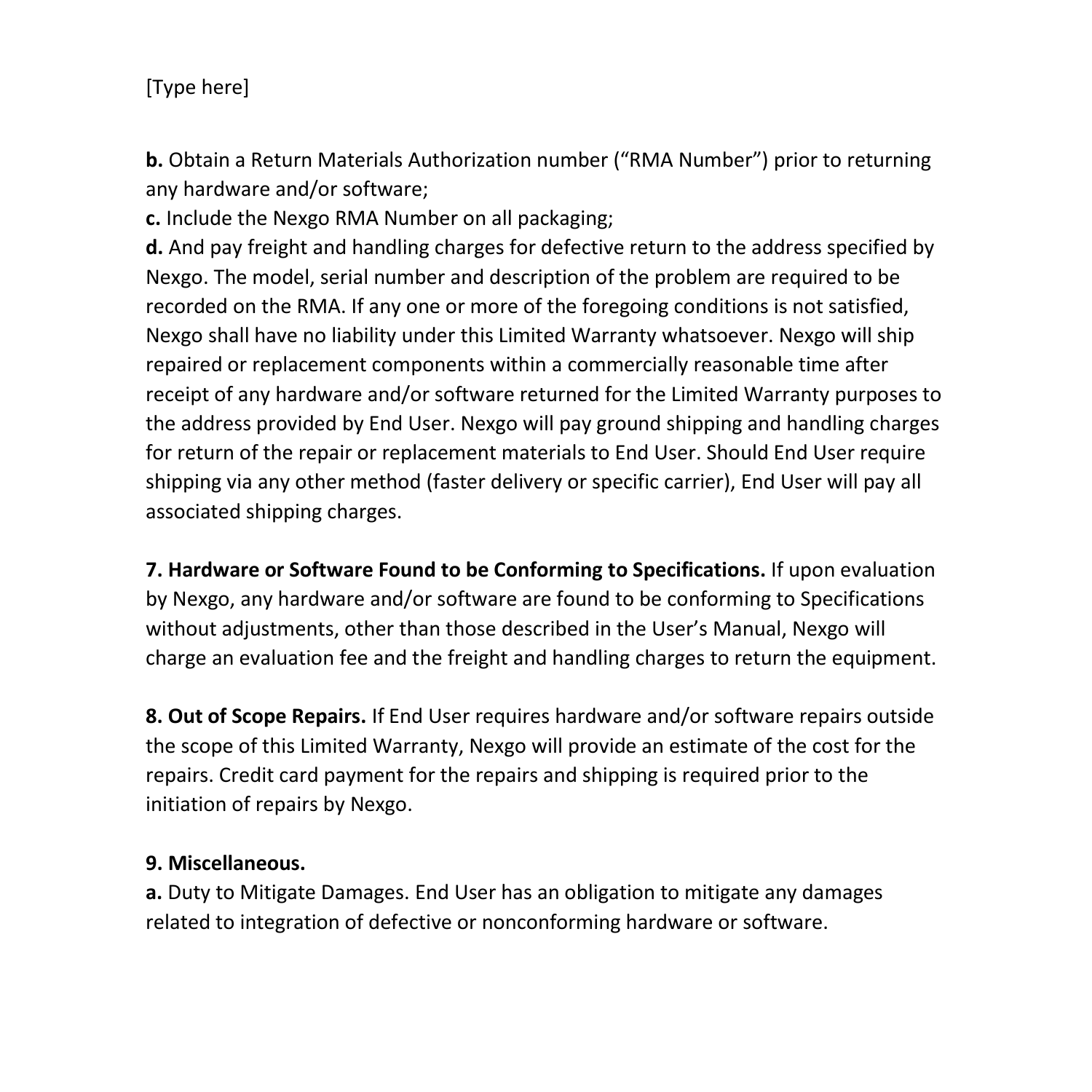**b.** Obtain a Return Materials Authorization number ("RMA Number") prior to returning any hardware and/or software;

**c.** Include the Nexgo RMA Number on all packaging;

**d.** And pay freight and handling charges for defective return to the address specified by Nexgo. The model, serial number and description of the problem are required to be recorded on the RMA. If any one or more of the foregoing conditions is not satisfied, Nexgo shall have no liability under this Limited Warranty whatsoever. Nexgo will ship repaired or replacement components within a commercially reasonable time after receipt of any hardware and/or software returned for the Limited Warranty purposes to the address provided by End User. Nexgo will pay ground shipping and handling charges for return of the repair or replacement materials to End User. Should End User require shipping via any other method (faster delivery or specific carrier), End User will pay all associated shipping charges.

**7. Hardware or Software Found to be Conforming to Specifications.** If upon evaluation by Nexgo, any hardware and/or software are found to be conforming to Specifications without adjustments, other than those described in the User's Manual, Nexgo will charge an evaluation fee and the freight and handling charges to return the equipment.

**8. Out of Scope Repairs.** If End User requires hardware and/or software repairs outside the scope of this Limited Warranty, Nexgo will provide an estimate of the cost for the repairs. Credit card payment for the repairs and shipping is required prior to the initiation of repairs by Nexgo.

**9. Miscellaneous.**

**a.** Duty to Mitigate Damages. End User has an obligation to mitigate any damages related to integration of defective or nonconforming hardware or software.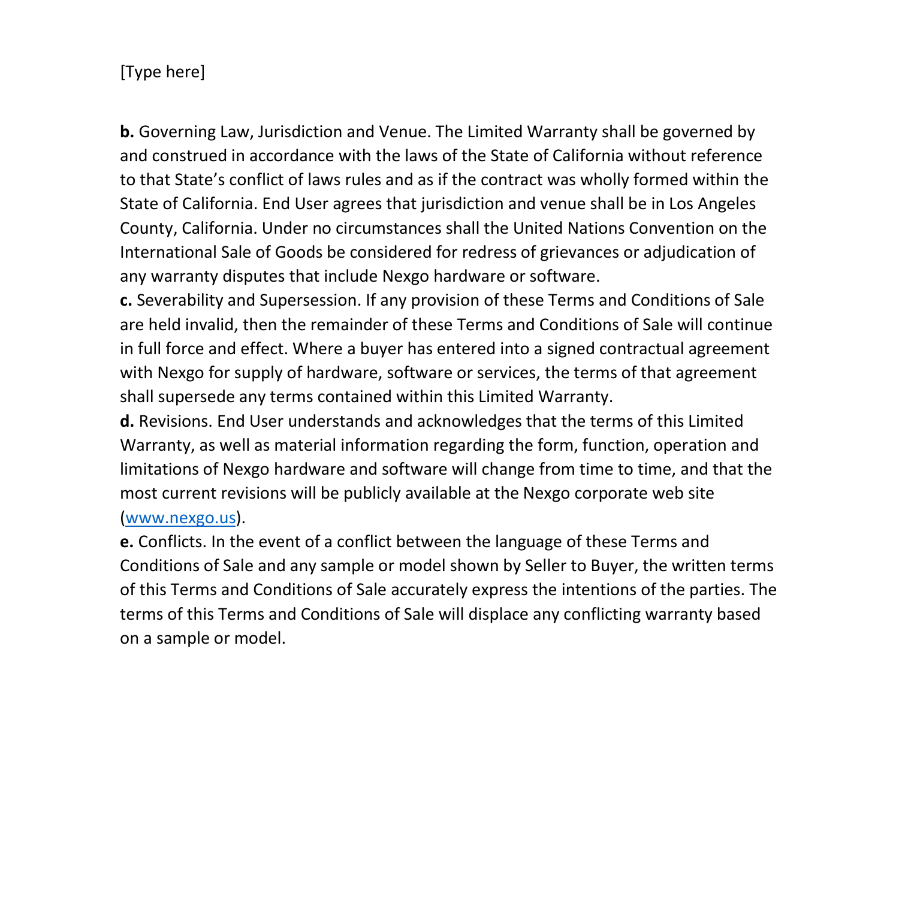**b.** Governing Law, Jurisdiction and Venue. The Limited Warranty shall be governed by and construed in accordance with the laws of the State of California without reference to that State's conflict of laws rules and as if the contract was wholly formed within the State of California. End User agrees that jurisdiction and venue shall be in Los Angeles County, California. Under no circumstances shall the United Nations Convention on the International Sale of Goods be considered for redress of grievances or adjudication of any warranty disputes that include Nexgo hardware or software.

**c.** Severability and Supersession. If any provision of these Terms and Conditions of Sale are held invalid, then the remainder of these Terms and Conditions of Sale will continue in full force and effect. Where a buyer has entered into a signed contractual agreement with Nexgo for supply of hardware, software or services, the terms of that agreement shall supersede any terms contained within this Limited Warranty.

**d.** Revisions. End User understands and acknowledges that the terms of this Limited Warranty, as well as material information regarding the form, function, operation and limitations of Nexgo hardware and software will change from time to time, and that the most current revisions will be publicly available at the Nexgo corporate web site (www.nexgo.us).

**e.** Conflicts. In the event of a conflict between the language of these Terms and Conditions of Sale and any sample or model shown by Seller to Buyer, the written terms of this Terms and Conditions of Sale accurately express the intentions of the parties. The terms of this Terms and Conditions of Sale will displace any conflicting warranty based on a sample or model.